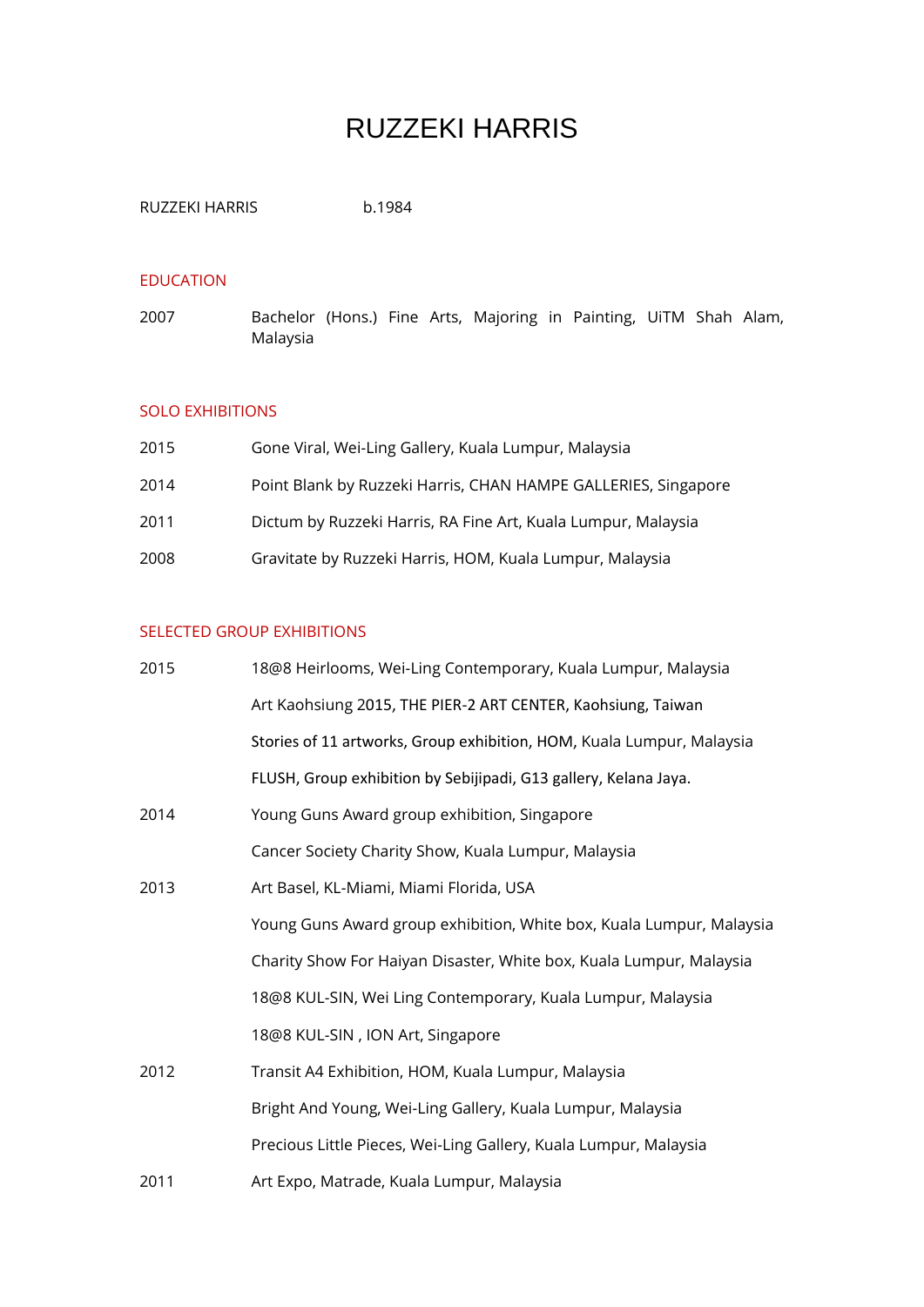# RUZZEKI HARRIS

RUZZEKI HARRIS b.1984

## EDUCATION

2007 Bachelor (Hons.) Fine Arts, Majoring in Painting, UiTM Shah Alam, Malaysia

## SOLO EXHIBITIONS

2015 Gone Viral, Wei-Ling Gallery, Kuala Lumpur, Malaysia

2014 Point Blank by Ruzzeki Harris, CHAN HAMPE GALLERIES, Singapore

2011 Dictum by Ruzzeki Harris, RA Fine Art, Kuala Lumpur, Malaysia

2008 Gravitate by Ruzzeki Harris, HOM, Kuala Lumpur, Malaysia

## SELECTED GROUP EXHIBITIONS

2015 18@8 Heirlooms, Wei-Ling Contemporary, Kuala Lumpur, Malaysia

Art Kaohsiung 2015, THE PIER-2 ART CENTER, Kaohsiung, Taiwan

Stories of 11 artworks, Group exhibition, HOM, Kuala Lumpur, Malaysia

FLUSH, Group exhibition by Sebijipadi, G13 gallery, Kelana Jaya.

2014 Young Guns Award group exhibition, Singapore

Cancer Society Charity Show, Kuala Lumpur, Malaysia

2013 Art Basel, KL-Miami, Miami Florida, USA

Young Guns Award group exhibition, White box, Kuala Lumpur, Malaysia

Charity Show For Haiyan Disaster, White box, Kuala Lumpur, Malaysia

18@8 KUL-SIN, Wei Ling Contemporary, Kuala Lumpur, Malaysia

18@8 KUL-SIN , ION Art, Singapore

2012 Transit A4 Exhibition, HOM, Kuala Lumpur, Malaysia

Bright And Young, Wei-Ling Gallery, Kuala Lumpur, Malaysia

Precious Little Pieces, Wei-Ling Gallery, Kuala Lumpur, Malaysia

2011 Art Expo, Matrade, Kuala Lumpur, Malaysia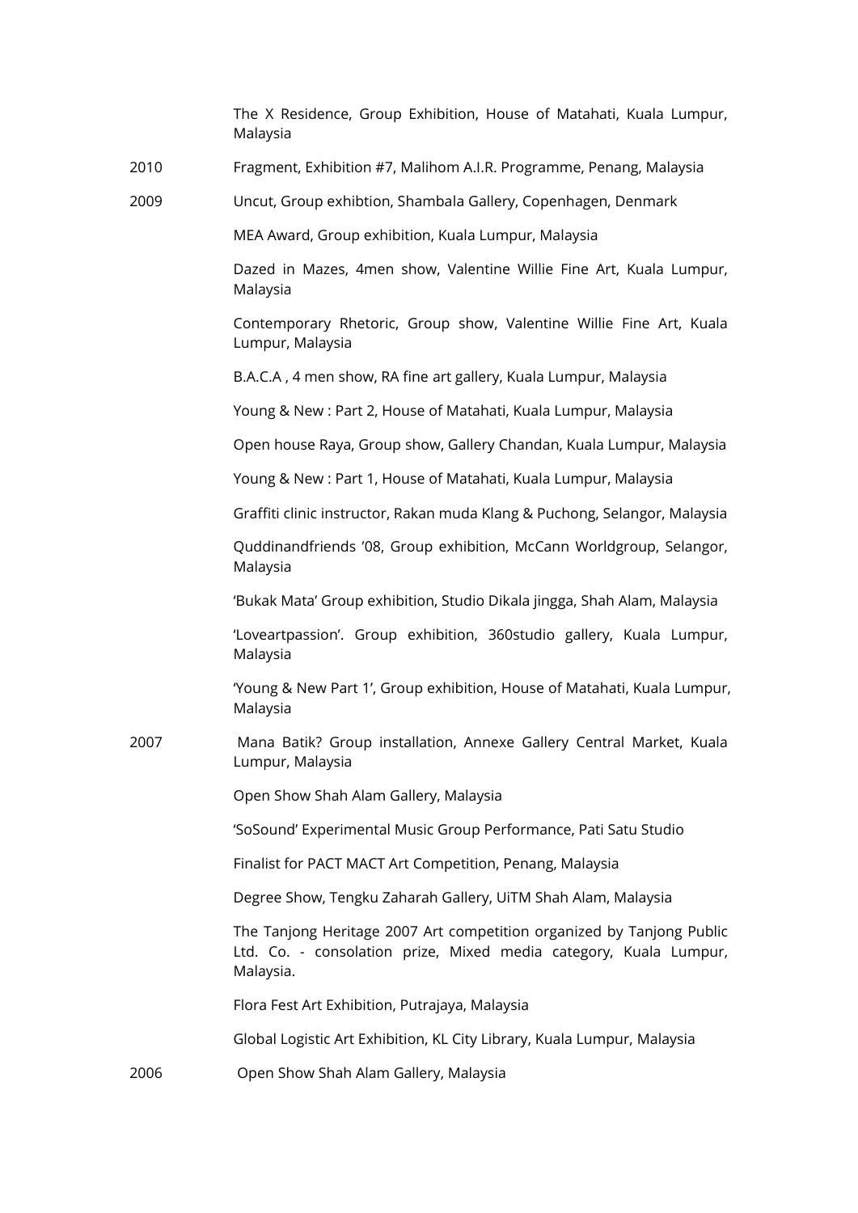The X Residence, Group Exhibition, House of Matahati, Kuala Lumpur, Malaysia

2010 Fragment, Exhibition #7, Malihom A.I.R. Programme, Penang, Malaysia

2009 Uncut, Group exhibtion, Shambala Gallery, Copenhagen, Denmark

MEA Award, Group exhibition, Kuala Lumpur, Malaysia

Dazed in Mazes, 4men show, Valentine Willie Fine Art, Kuala Lumpur, Malaysia

Contemporary Rhetoric, Group show, Valentine Willie Fine Art, Kuala Lumpur, Malaysia

B.A.C.A , 4 men show, RA fine art gallery, Kuala Lumpur, Malaysia

Young & New : Part 2, House of Matahati, Kuala Lumpur, Malaysia

Open house Raya, Group show, Gallery Chandan, Kuala Lumpur, Malaysia

Young & New : Part 1, House of Matahati, Kuala Lumpur, Malaysia

Graffiti clinic instructor, Rakan muda Klang & Puchong, Selangor, Malaysia

Quddinandfriends '08, Group exhibition, McCann Worldgroup, Selangor, Malaysia

'Bukak Mata' Group exhibition, Studio Dikala jingga, Shah Alam, Malaysia

'Loveartpassion'. Group exhibition, 360studio gallery, Kuala Lumpur, Malaysia

'Young & New Part 1', Group exhibition, House of Matahati, Kuala Lumpur, Malaysia

2007 Mana Batik? Group installation, Annexe Gallery Central Market, Kuala Lumpur, Malaysia

Open Show Shah Alam Gallery, Malaysia

'SoSound' Experimental Music Group Performance, Pati Satu Studio

Finalist for PACT MACT Art Competition, Penang, Malaysia

Degree Show, Tengku Zaharah Gallery, UiTM Shah Alam, Malaysia

The Tanjong Heritage 2007 Art competition organized by Tanjong Public Ltd. Co. - consolation prize, Mixed media category, Kuala Lumpur, Malaysia.

Flora Fest Art Exhibition, Putrajaya, Malaysia

Global Logistic Art Exhibition, KL City Library, Kuala Lumpur, Malaysia

2006 Open Show Shah Alam Gallery, Malaysia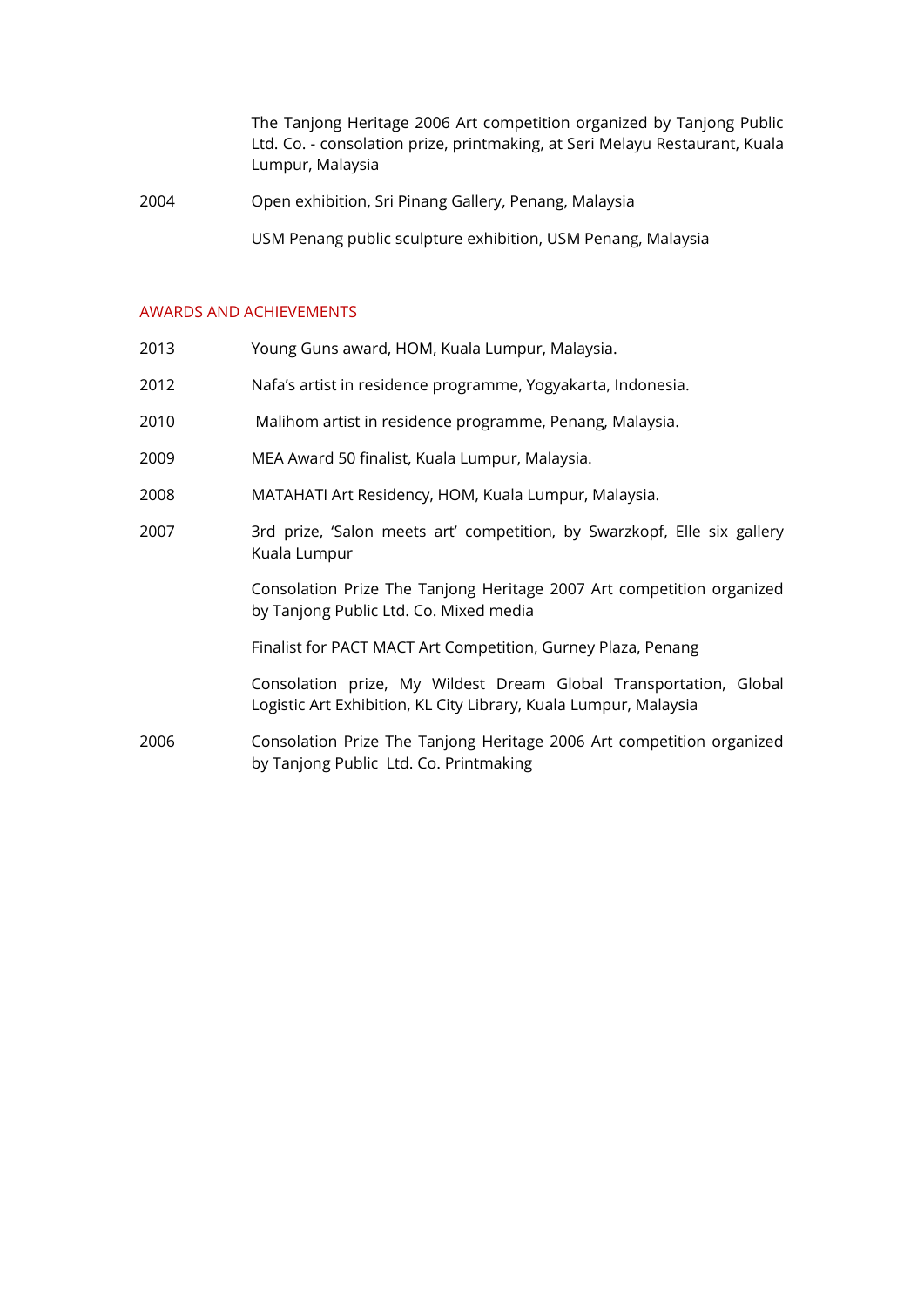| | |
|---|---|
| | The Tanjong Heritage 2006 Art competition organized by Tanjong Public Ltd. Co. - consolation prize, printmaking, at Seri Melayu Restaurant, Kuala Lumpur, Malaysia |
| 2004 | Open exhibition, Sri Pinang Gallery, Penang, Malaysia |
| | USM Penang public sculpture exhibition, USM Penang, Malaysia |

## AWARDS AND ACHIEVEMENTS

| | |
|---|---|
| 2013 | Young Guns award, HOM, Kuala Lumpur, Malaysia. |
| 2012 | Nafa's artist in residence programme, Yogyakarta, Indonesia. |
| 2010 | Malihom artist in residence programme, Penang, Malaysia. |
| 2009 | MEA Award 50 finalist, Kuala Lumpur, Malaysia. |
| 2008 | MATAHATI Art Residency, HOM, Kuala Lumpur, Malaysia. |
| 2007 | 3rd prize, 'Salon meets art' competition, by Swarzkopf, Elle six gallery Kuala Lumpur |
| | Consolation Prize The Tanjong Heritage 2007 Art competition organized by Tanjong Public Ltd. Co. Mixed media |
| | Finalist for PACT MACT Art Competition, Gurney Plaza, Penang |
| | Consolation prize, My Wildest Dream Global Transportation, Global Logistic Art Exhibition, KL City Library, Kuala Lumpur, Malaysia |
| 2006 | Consolation Prize The Tanjong Heritage 2006 Art competition organized by Tanjong Public Ltd. Co. Printmaking |